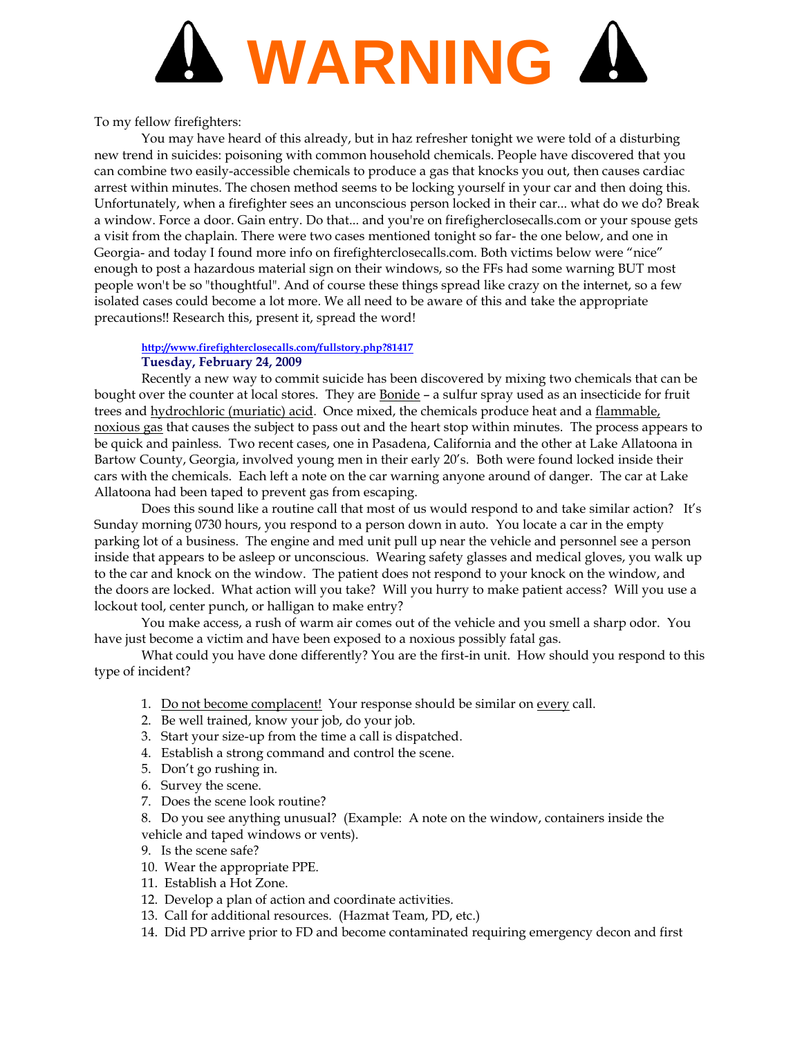# ⚠ WARNING ⚠

To my fellow firefighters:

You may have heard of this already, but in haz refresher tonight we were told of a disturbing new trend in suicides: poisoning with common household chemicals. People have discovered that you can combine two easily-accessible chemicals to produce a gas that knocks you out, then causes cardiac arrest within minutes. The chosen method seems to be locking yourself in your car and then doing this. Unfortunately, when a firefighter sees an unconscious person locked in their car... what do we do? Break a window. Force a door. Gain entry. Do that... and you're on firefigherclosecalls.com or your spouse gets a visit from the chaplain. There were two cases mentioned tonight so far- the one below, and one in Georgia- and today I found more info on firefighterclosecalls.com. Both victims below were "nice" enough to post a hazardous material sign on their windows, so the FFs had some warning BUT most people won't be so "thoughtful". And of course these things spread like crazy on the internet, so a few isolated cases could become a lot more. We all need to be aware of this and take the appropriate precautions!! Research this, present it, spread the word!

**http://www.firefighterclosecalls.com/fullstory.php?81417**
**Tuesday, February 24, 2009**

Recently a new way to commit suicide has been discovered by mixing two chemicals that can be bought over the counter at local stores. They are Bonide – a sulfur spray used as an insecticide for fruit trees and hydrochloric (muriatic) acid. Once mixed, the chemicals produce heat and a flammable, noxious gas that causes the subject to pass out and the heart stop within minutes. The process appears to be quick and painless. Two recent cases, one in Pasadena, California and the other at Lake Allatoona in Bartow County, Georgia, involved young men in their early 20's. Both were found locked inside their cars with the chemicals. Each left a note on the car warning anyone around of danger. The car at Lake Allatoona had been taped to prevent gas from escaping.

Does this sound like a routine call that most of us would respond to and take similar action? It's Sunday morning 0730 hours, you respond to a person down in auto. You locate a car in the empty parking lot of a business. The engine and med unit pull up near the vehicle and personnel see a person inside that appears to be asleep or unconscious. Wearing safety glasses and medical gloves, you walk up to the car and knock on the window. The patient does not respond to your knock on the window, and the doors are locked. What action will you take? Will you hurry to make patient access? Will you use a lockout tool, center punch, or halligan to make entry?

You make access, a rush of warm air comes out of the vehicle and you smell a sharp odor. You have just become a victim and have been exposed to a noxious possibly fatal gas.

What could you have done differently? You are the first-in unit. How should you respond to this type of incident?

1. Do not become complacent! Your response should be similar on every call.
2. Be well trained, know your job, do your job.
3. Start your size-up from the time a call is dispatched.
4. Establish a strong command and control the scene.
5. Don't go rushing in.
6. Survey the scene.
7. Does the scene look routine?
8. Do you see anything unusual? (Example: A note on the window, containers inside the vehicle and taped windows or vents).
9. Is the scene safe?
10. Wear the appropriate PPE.
11. Establish a Hot Zone.
12. Develop a plan of action and coordinate activities.
13. Call for additional resources. (Hazmat Team, PD, etc.)
14. Did PD arrive prior to FD and become contaminated requiring emergency decon and first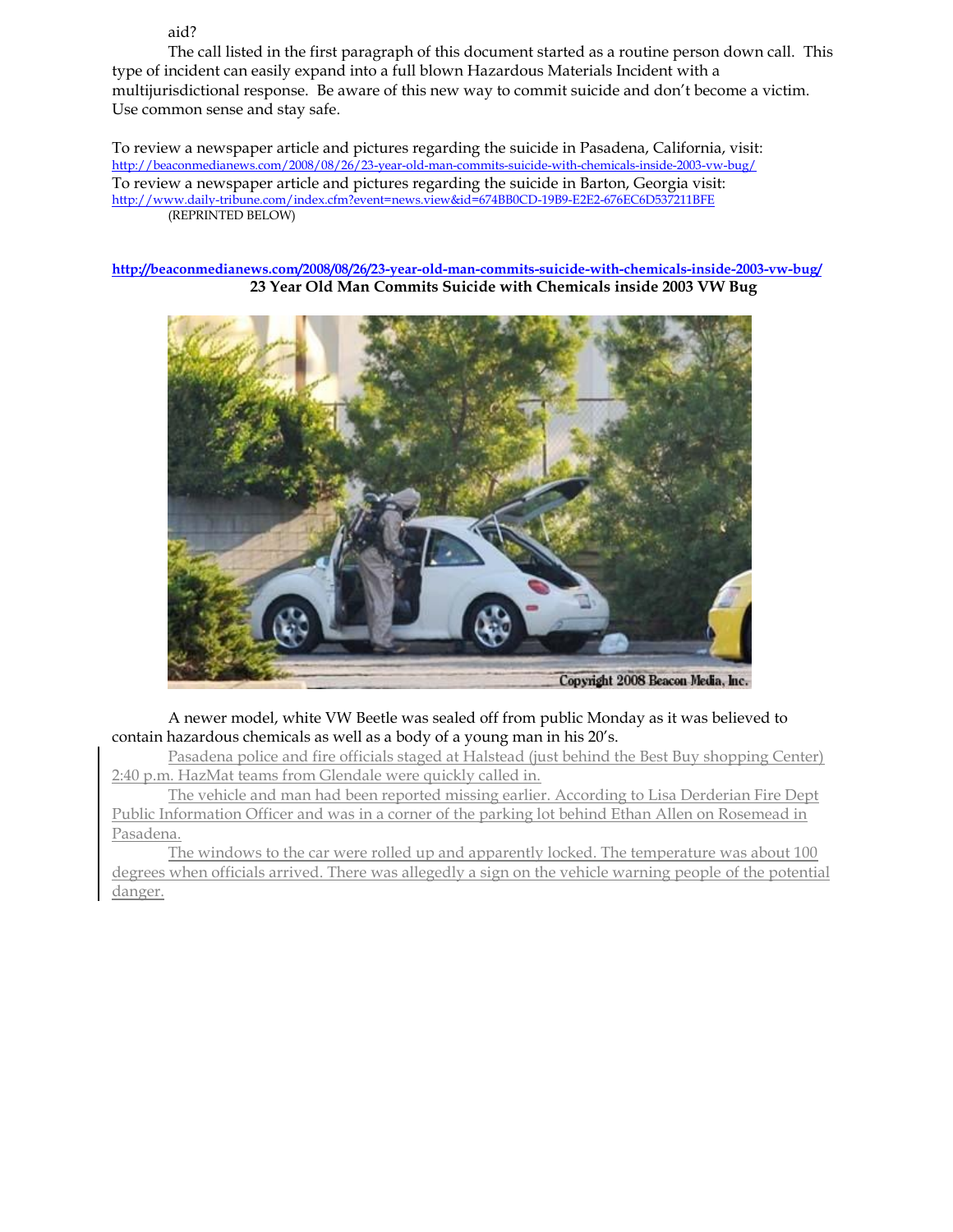aid?

The call listed in the first paragraph of this document started as a routine person down call. This type of incident can easily expand into a full blown Hazardous Materials Incident with a multijurisdictional response. Be aware of this new way to commit suicide and don't become a victim. Use common sense and stay safe.

To review a newspaper article and pictures regarding the suicide in Pasadena, California, visit:
http://beaconmedianews.com/2008/08/26/23-year-old-man-commits-suicide-with-chemicals-inside-2003-vw-bug/
To review a newspaper article and pictures regarding the suicide in Barton, Georgia visit:
http://www.daily-tribune.com/index.cfm?event=news.view&id=674BB0CD-19B9-E2E2-676EC6D537211BFE
(REPRINTED BELOW)

**http://beaconmedianews.com/2008/08/26/23-year-old-man-commits-suicide-with-chemicals-inside-2003-vw-bug/**

**23 Year Old Man Commits Suicide with Chemicals inside 2003 VW Bug**

Copyright 2008 Beacon Media, Inc.

A newer model, white VW Beetle was sealed off from public Monday as it was believed to contain hazardous chemicals as well as a body of a young man in his 20's.

Pasadena police and fire officials staged at Halstead (just behind the Best Buy shopping Center) 2:40 p.m. HazMat teams from Glendale were quickly called in.

The vehicle and man had been reported missing earlier. According to Lisa Derderian Fire Dept Public Information Officer and was in a corner of the parking lot behind Ethan Allen on Rosemead in Pasadena.

The windows to the car were rolled up and apparently locked. The temperature was about 100 degrees when officials arrived. There was allegedly a sign on the vehicle warning people of the potential danger.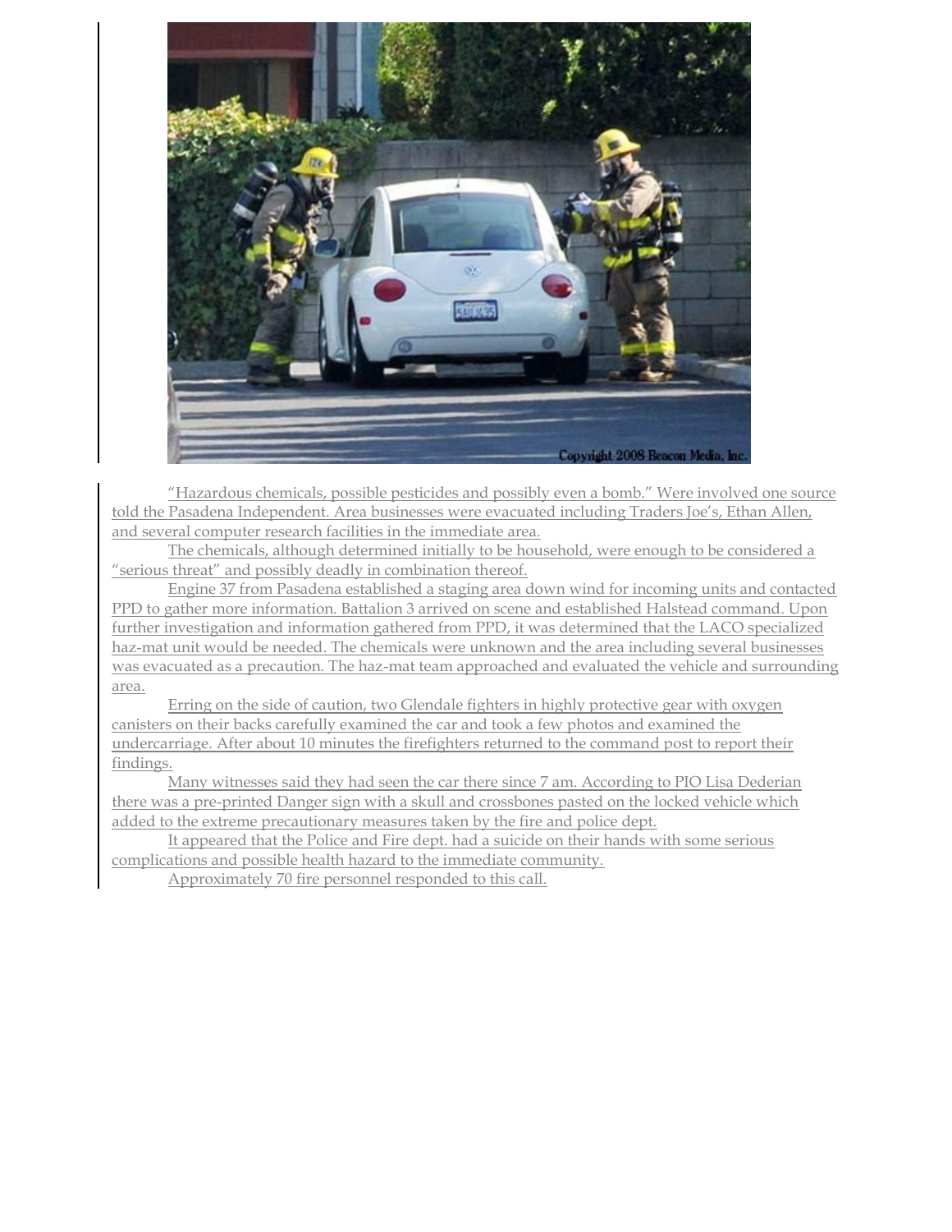"Hazardous chemicals, possible pesticides and possibly even a bomb." Were involved one source told the Pasadena Independent. Area businesses were evacuated including Traders Joe's, Ethan Allen, and several computer research facilities in the immediate area.

The chemicals, although determined initially to be household, were enough to be considered a "serious threat" and possibly deadly in combination thereof.

Engine 37 from Pasadena established a staging area down wind for incoming units and contacted PPD to gather more information. Battalion 3 arrived on scene and established Halstead command. Upon further investigation and information gathered from PPD, it was determined that the LACO specialized haz-mat unit would be needed. The chemicals were unknown and the area including several businesses was evacuated as a precaution. The haz-mat team approached and evaluated the vehicle and surrounding area.

Erring on the side of caution, two Glendale fighters in highly protective gear with oxygen canisters on their backs carefully examined the car and took a few photos and examined the undercarriage. After about 10 minutes the firefighters returned to the command post to report their findings.

Many witnesses said they had seen the car there since 7 am. According to PIO Lisa Dederian there was a pre-printed Danger sign with a skull and crossbones pasted on the locked vehicle which added to the extreme precautionary measures taken by the fire and police dept.

It appeared that the Police and Fire dept. had a suicide on their hands with some serious complications and possible health hazard to the immediate community.

Approximately 70 fire personnel responded to this call.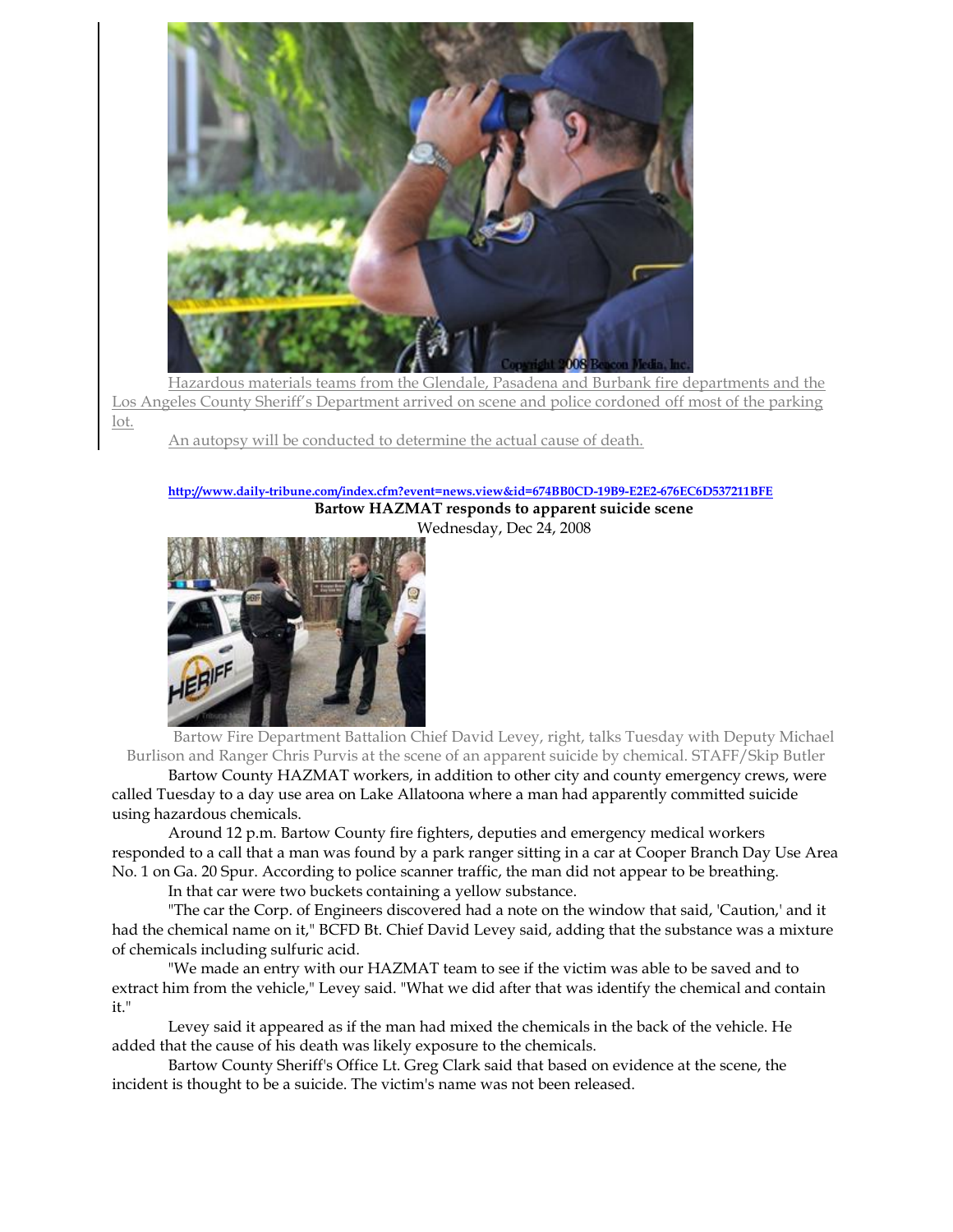Hazardous materials teams from the Glendale, Pasadena and Burbank fire departments and the Los Angeles County Sheriff's Department arrived on scene and police cordoned off most of the parking lot.

An autopsy will be conducted to determine the actual cause of death.

**http://www.daily-tribune.com/index.cfm?event=news.view&id=674BB0CD-19B9-E2E2-676EC6D537211BFE**

**Bartow HAZMAT responds to apparent suicide scene**

Wednesday, Dec 24, 2008

Bartow Fire Department Battalion Chief David Levey, right, talks Tuesday with Deputy Michael Burlison and Ranger Chris Purvis at the scene of an apparent suicide by chemical. STAFF/Skip Butler

Bartow County HAZMAT workers, in addition to other city and county emergency crews, were called Tuesday to a day use area on Lake Allatoona where a man had apparently committed suicide using hazardous chemicals.

Around 12 p.m. Bartow County fire fighters, deputies and emergency medical workers responded to a call that a man was found by a park ranger sitting in a car at Cooper Branch Day Use Area No. 1 on Ga. 20 Spur. According to police scanner traffic, the man did not appear to be breathing.

In that car were two buckets containing a yellow substance.

"The car the Corp. of Engineers discovered had a note on the window that said, 'Caution,' and it had the chemical name on it," BCFD Bt. Chief David Levey said, adding that the substance was a mixture of chemicals including sulfuric acid.

"We made an entry with our HAZMAT team to see if the victim was able to be saved and to extract him from the vehicle," Levey said. "What we did after that was identify the chemical and contain it."

Levey said it appeared as if the man had mixed the chemicals in the back of the vehicle. He added that the cause of his death was likely exposure to the chemicals.

Bartow County Sheriff's Office Lt. Greg Clark said that based on evidence at the scene, the incident is thought to be a suicide. The victim's name was not been released.